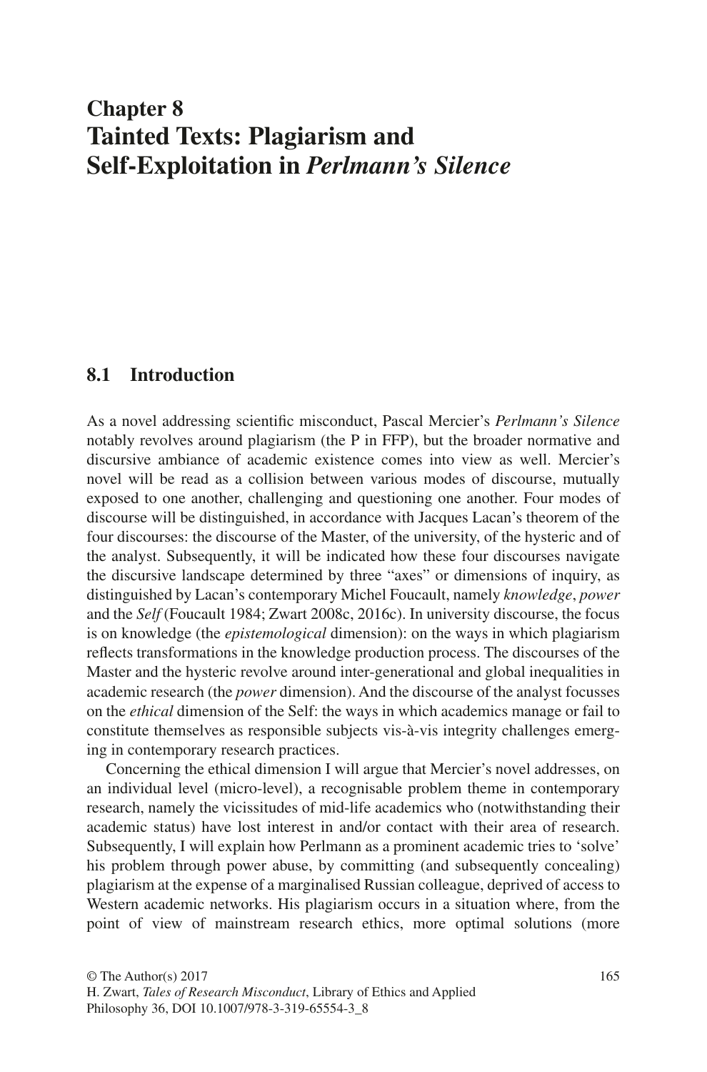# Chapter 8
# Tainted Texts: Plagiarism and Self-Exploitation in *Perlmann's Silence*

## 8.1 Introduction

As a novel addressing scientific misconduct, Pascal Mercier's *Perlmann's Silence* notably revolves around plagiarism (the P in FFP), but the broader normative and discursive ambiance of academic existence comes into view as well. Mercier's novel will be read as a collision between various modes of discourse, mutually exposed to one another, challenging and questioning one another. Four modes of discourse will be distinguished, in accordance with Jacques Lacan's theorem of the four discourses: the discourse of the Master, of the university, of the hysteric and of the analyst. Subsequently, it will be indicated how these four discourses navigate the discursive landscape determined by three "axes" or dimensions of inquiry, as distinguished by Lacan's contemporary Michel Foucault, namely *knowledge*, *power* and the *Self* (Foucault 1984; Zwart 2008c, 2016c). In university discourse, the focus is on knowledge (the *epistemological* dimension): on the ways in which plagiarism reflects transformations in the knowledge production process. The discourses of the Master and the hysteric revolve around inter-generational and global inequalities in academic research (the *power* dimension). And the discourse of the analyst focusses on the *ethical* dimension of the Self: the ways in which academics manage or fail to constitute themselves as responsible subjects vis-à-vis integrity challenges emerging in contemporary research practices.

Concerning the ethical dimension I will argue that Mercier's novel addresses, on an individual level (micro-level), a recognisable problem theme in contemporary research, namely the vicissitudes of mid-life academics who (notwithstanding their academic status) have lost interest in and/or contact with their area of research. Subsequently, I will explain how Perlmann as a prominent academic tries to 'solve' his problem through power abuse, by committing (and subsequently concealing) plagiarism at the expense of a marginalised Russian colleague, deprived of access to Western academic networks. His plagiarism occurs in a situation where, from the point of view of mainstream research ethics, more optimal solutions (more

© The Author(s) 2017
H. Zwart, *Tales of Research Misconduct*, Library of Ethics and Applied Philosophy 36, DOI 10.1007/978-3-319-65554-3_8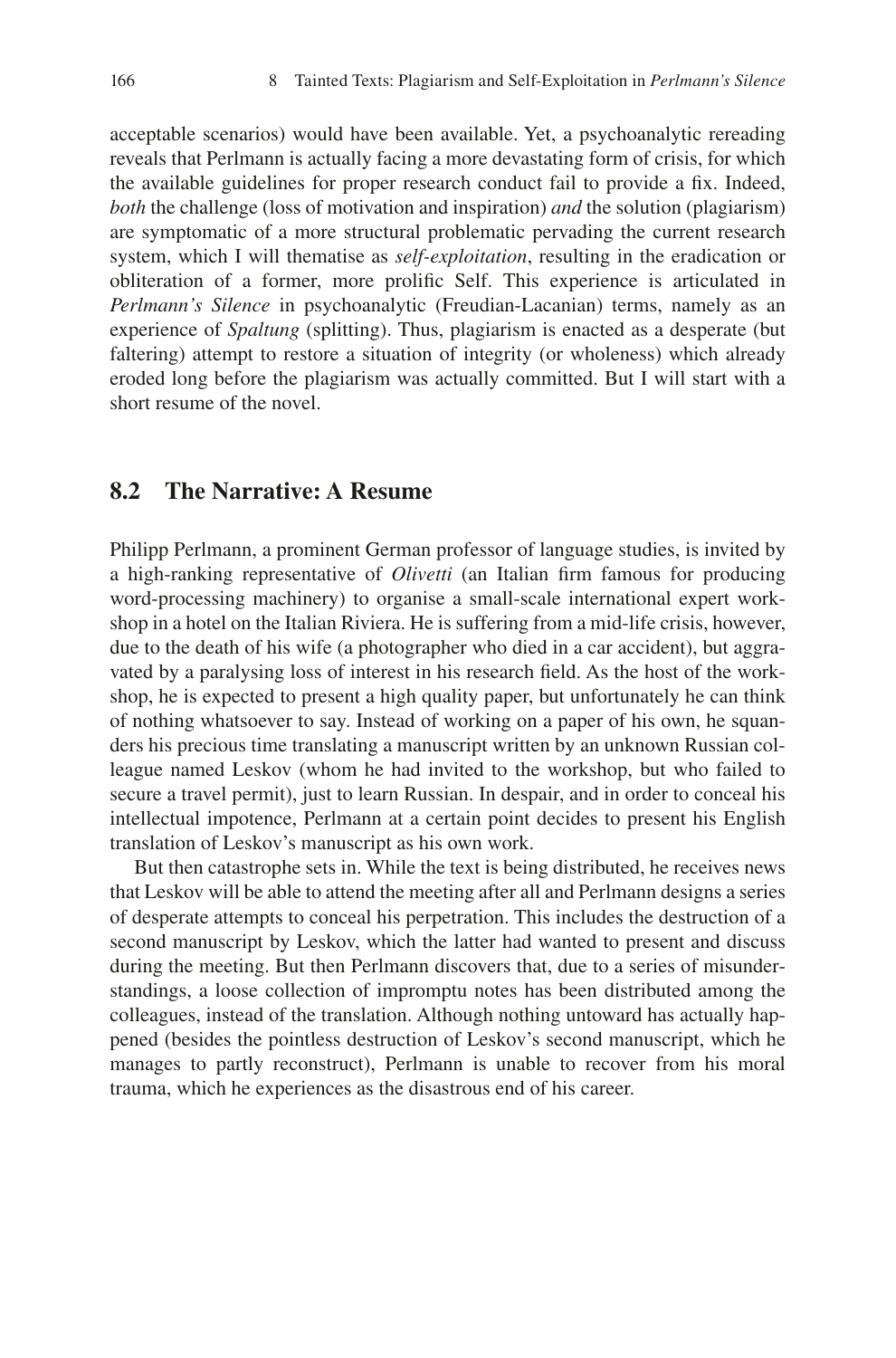acceptable scenarios) would have been available. Yet, a psychoanalytic rereading reveals that Perlmann is actually facing a more devastating form of crisis, for which the available guidelines for proper research conduct fail to provide a fix. Indeed, *both* the challenge (loss of motivation and inspiration) *and* the solution (plagiarism) are symptomatic of a more structural problematic pervading the current research system, which I will thematise as *self-exploitation*, resulting in the eradication or obliteration of a former, more prolific Self. This experience is articulated in *Perlmann's Silence* in psychoanalytic (Freudian-Lacanian) terms, namely as an experience of *Spaltung* (splitting). Thus, plagiarism is enacted as a desperate (but faltering) attempt to restore a situation of integrity (or wholeness) which already eroded long before the plagiarism was actually committed. But I will start with a short resume of the novel.

## 8.2 The Narrative: A Resume

Philipp Perlmann, a prominent German professor of language studies, is invited by a high-ranking representative of *Olivetti* (an Italian firm famous for producing word-processing machinery) to organise a small-scale international expert workshop in a hotel on the Italian Riviera. He is suffering from a mid-life crisis, however, due to the death of his wife (a photographer who died in a car accident), but aggravated by a paralysing loss of interest in his research field. As the host of the workshop, he is expected to present a high quality paper, but unfortunately he can think of nothing whatsoever to say. Instead of working on a paper of his own, he squanders his precious time translating a manuscript written by an unknown Russian colleague named Leskov (whom he had invited to the workshop, but who failed to secure a travel permit), just to learn Russian. In despair, and in order to conceal his intellectual impotence, Perlmann at a certain point decides to present his English translation of Leskov's manuscript as his own work.

But then catastrophe sets in. While the text is being distributed, he receives news that Leskov will be able to attend the meeting after all and Perlmann designs a series of desperate attempts to conceal his perpetration. This includes the destruction of a second manuscript by Leskov, which the latter had wanted to present and discuss during the meeting. But then Perlmann discovers that, due to a series of misunderstandings, a loose collection of impromptu notes has been distributed among the colleagues, instead of the translation. Although nothing untoward has actually happened (besides the pointless destruction of Leskov's second manuscript, which he manages to partly reconstruct), Perlmann is unable to recover from his moral trauma, which he experiences as the disastrous end of his career.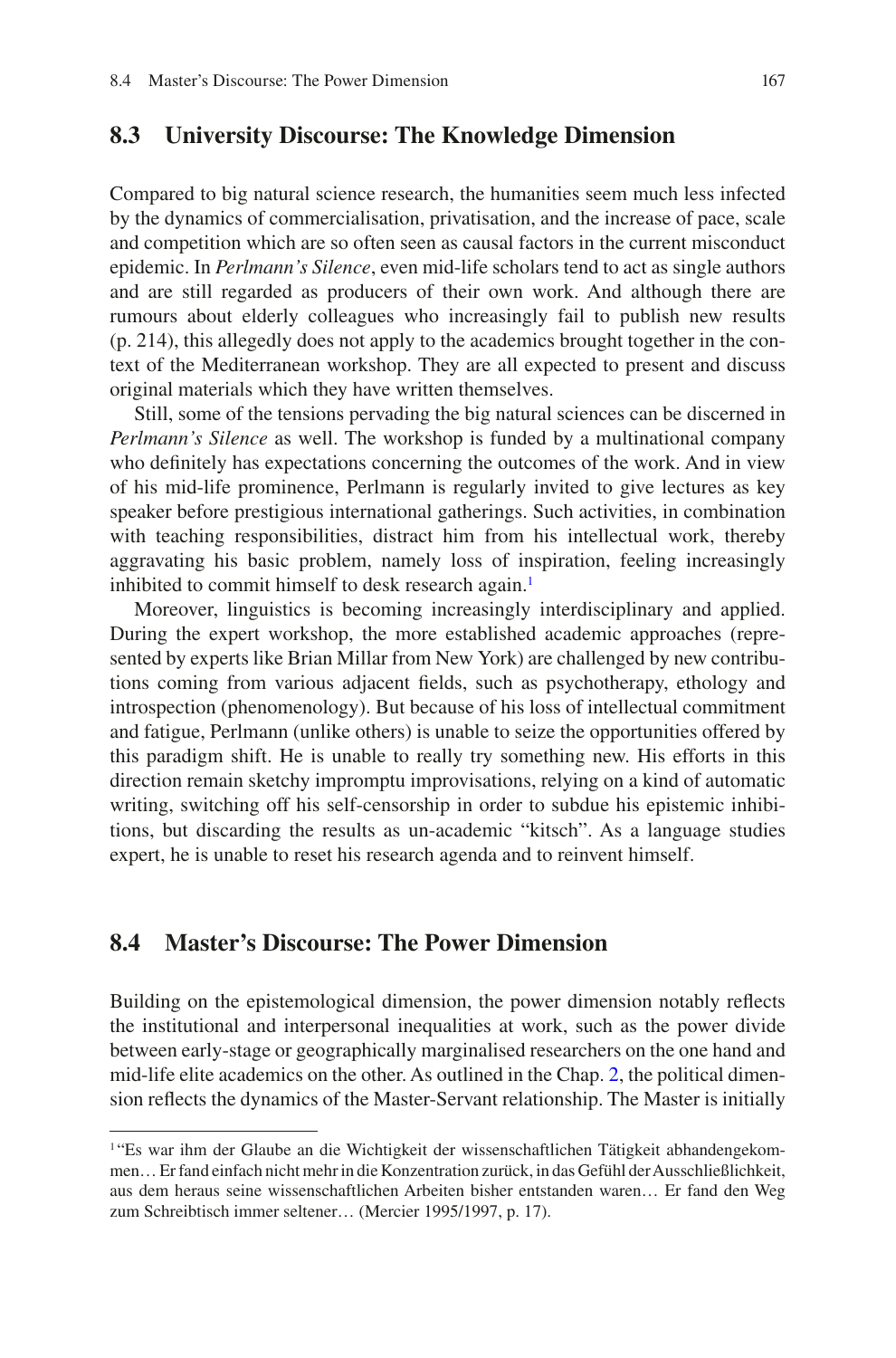## 8.3 University Discourse: The Knowledge Dimension

Compared to big natural science research, the humanities seem much less infected by the dynamics of commercialisation, privatisation, and the increase of pace, scale and competition which are so often seen as causal factors in the current misconduct epidemic. In *Perlmann's Silence*, even mid-life scholars tend to act as single authors and are still regarded as producers of their own work. And although there are rumours about elderly colleagues who increasingly fail to publish new results (p. 214), this allegedly does not apply to the academics brought together in the context of the Mediterranean workshop. They are all expected to present and discuss original materials which they have written themselves.

Still, some of the tensions pervading the big natural sciences can be discerned in *Perlmann's Silence* as well. The workshop is funded by a multinational company who definitely has expectations concerning the outcomes of the work. And in view of his mid-life prominence, Perlmann is regularly invited to give lectures as key speaker before prestigious international gatherings. Such activities, in combination with teaching responsibilities, distract him from his intellectual work, thereby aggravating his basic problem, namely loss of inspiration, feeling increasingly inhibited to commit himself to desk research again.[1]

Moreover, linguistics is becoming increasingly interdisciplinary and applied. During the expert workshop, the more established academic approaches (represented by experts like Brian Millar from New York) are challenged by new contributions coming from various adjacent fields, such as psychotherapy, ethology and introspection (phenomenology). But because of his loss of intellectual commitment and fatigue, Perlmann (unlike others) is unable to seize the opportunities offered by this paradigm shift. He is unable to really try something new. His efforts in this direction remain sketchy impromptu improvisations, relying on a kind of automatic writing, switching off his self-censorship in order to subdue his epistemic inhibitions, but discarding the results as un-academic "kitsch". As a language studies expert, he is unable to reset his research agenda and to reinvent himself.

## 8.4 Master's Discourse: The Power Dimension

Building on the epistemological dimension, the power dimension notably reflects the institutional and interpersonal inequalities at work, such as the power divide between early-stage or geographically marginalised researchers on the one hand and mid-life elite academics on the other. As outlined in the Chap. 2, the political dimension reflects the dynamics of the Master-Servant relationship. The Master is initially

---

[1] "Es war ihm der Glaube an die Wichtigkeit der wissenschaftlichen Tätigkeit abhandengekommen… Er fand einfach nicht mehr in die Konzentration zurück, in das Gefühl der Ausschließlichkeit, aus dem heraus seine wissenschaftlichen Arbeiten bisher entstanden waren… Er fand den Weg zum Schreibtisch immer seltener… (Mercier 1995/1997, p. 17).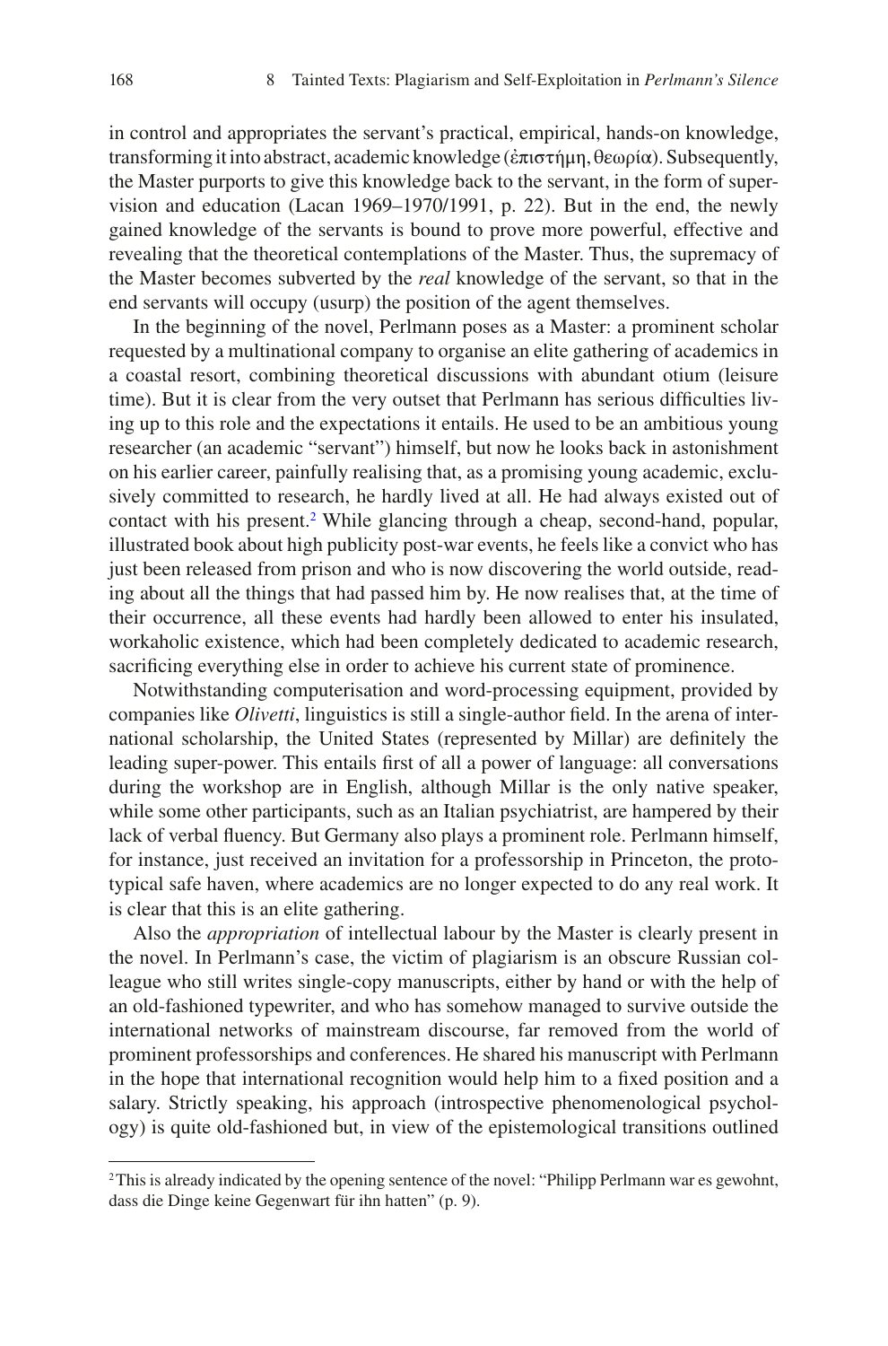in control and appropriates the servant's practical, empirical, hands-on knowledge, transforming it into abstract, academic knowledge (ἐπιστήμη, θεωρία). Subsequently, the Master purports to give this knowledge back to the servant, in the form of supervision and education (Lacan 1969–1970/1991, p. 22). But in the end, the newly gained knowledge of the servants is bound to prove more powerful, effective and revealing that the theoretical contemplations of the Master. Thus, the supremacy of the Master becomes subverted by the *real* knowledge of the servant, so that in the end servants will occupy (usurp) the position of the agent themselves.

In the beginning of the novel, Perlmann poses as a Master: a prominent scholar requested by a multinational company to organise an elite gathering of academics in a coastal resort, combining theoretical discussions with abundant otium (leisure time). But it is clear from the very outset that Perlmann has serious difficulties living up to this role and the expectations it entails. He used to be an ambitious young researcher (an academic "servant") himself, but now he looks back in astonishment on his earlier career, painfully realising that, as a promising young academic, exclusively committed to research, he hardly lived at all. He had always existed out of contact with his present.[2] While glancing through a cheap, second-hand, popular, illustrated book about high publicity post-war events, he feels like a convict who has just been released from prison and who is now discovering the world outside, reading about all the things that had passed him by. He now realises that, at the time of their occurrence, all these events had hardly been allowed to enter his insulated, workaholic existence, which had been completely dedicated to academic research, sacrificing everything else in order to achieve his current state of prominence.

Notwithstanding computerisation and word-processing equipment, provided by companies like *Olivetti*, linguistics is still a single-author field. In the arena of international scholarship, the United States (represented by Millar) are definitely the leading super-power. This entails first of all a power of language: all conversations during the workshop are in English, although Millar is the only native speaker, while some other participants, such as an Italian psychiatrist, are hampered by their lack of verbal fluency. But Germany also plays a prominent role. Perlmann himself, for instance, just received an invitation for a professorship in Princeton, the prototypical safe haven, where academics are no longer expected to do any real work. It is clear that this is an elite gathering.

Also the *appropriation* of intellectual labour by the Master is clearly present in the novel. In Perlmann's case, the victim of plagiarism is an obscure Russian colleague who still writes single-copy manuscripts, either by hand or with the help of an old-fashioned typewriter, and who has somehow managed to survive outside the international networks of mainstream discourse, far removed from the world of prominent professorships and conferences. He shared his manuscript with Perlmann in the hope that international recognition would help him to a fixed position and a salary. Strictly speaking, his approach (introspective phenomenological psychology) is quite old-fashioned but, in view of the epistemological transitions outlined

[2] This is already indicated by the opening sentence of the novel: "Philipp Perlmann war es gewohnt, dass die Dinge keine Gegenwart für ihn hatten" (p. 9).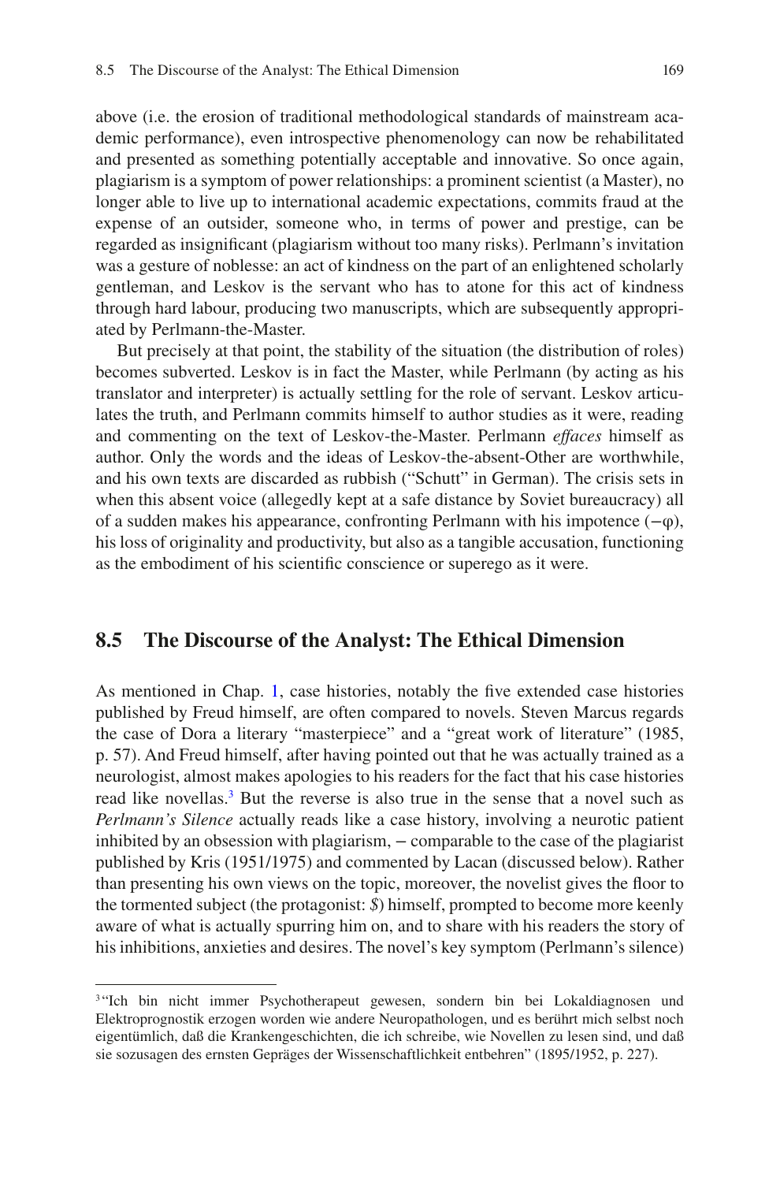above (i.e. the erosion of traditional methodological standards of mainstream academic performance), even introspective phenomenology can now be rehabilitated and presented as something potentially acceptable and innovative. So once again, plagiarism is a symptom of power relationships: a prominent scientist (a Master), no longer able to live up to international academic expectations, commits fraud at the expense of an outsider, someone who, in terms of power and prestige, can be regarded as insignificant (plagiarism without too many risks). Perlmann's invitation was a gesture of noblesse: an act of kindness on the part of an enlightened scholarly gentleman, and Leskov is the servant who has to atone for this act of kindness through hard labour, producing two manuscripts, which are subsequently appropriated by Perlmann-the-Master.

But precisely at that point, the stability of the situation (the distribution of roles) becomes subverted. Leskov is in fact the Master, while Perlmann (by acting as his translator and interpreter) is actually settling for the role of servant. Leskov articulates the truth, and Perlmann commits himself to author studies as it were, reading and commenting on the text of Leskov-the-Master. Perlmann *effaces* himself as author. Only the words and the ideas of Leskov-the-absent-Other are worthwhile, and his own texts are discarded as rubbish ("Schutt" in German). The crisis sets in when this absent voice (allegedly kept at a safe distance by Soviet bureaucracy) all of a sudden makes his appearance, confronting Perlmann with his impotence ($-\varphi$), his loss of originality and productivity, but also as a tangible accusation, functioning as the embodiment of his scientific conscience or superego as it were.

## 8.5 The Discourse of the Analyst: The Ethical Dimension

As mentioned in Chap. 1, case histories, notably the five extended case histories published by Freud himself, are often compared to novels. Steven Marcus regards the case of Dora a literary "masterpiece" and a "great work of literature" (1985, p. 57). And Freud himself, after having pointed out that he was actually trained as a neurologist, almost makes apologies to his readers for the fact that his case histories read like novellas.[3] But the reverse is also true in the sense that a novel such as *Perlmann's Silence* actually reads like a case history, involving a neurotic patient inhibited by an obsession with plagiarism, – comparable to the case of the plagiarist published by Kris (1951/1975) and commented by Lacan (discussed below). Rather than presenting his own views on the topic, moreover, the novelist gives the floor to the tormented subject (the protagonist: $) himself, prompted to become more keenly aware of what is actually spurring him on, and to share with his readers the story of his inhibitions, anxieties and desires. The novel's key symptom (Perlmann's silence)

[3] "Ich bin nicht immer Psychotherapeut gewesen, sondern bin bei Lokaldiagnosen und Elektroprognostik erzogen worden wie andere Neuropathologen, und es berührt mich selbst noch eigentümlich, daß die Krankengeschichten, die ich schreibe, wie Novellen zu lesen sind, und daß sie sozusagen des ernsten Gepräges der Wissenschaftlichkeit entbehren" (1895/1952, p. 227).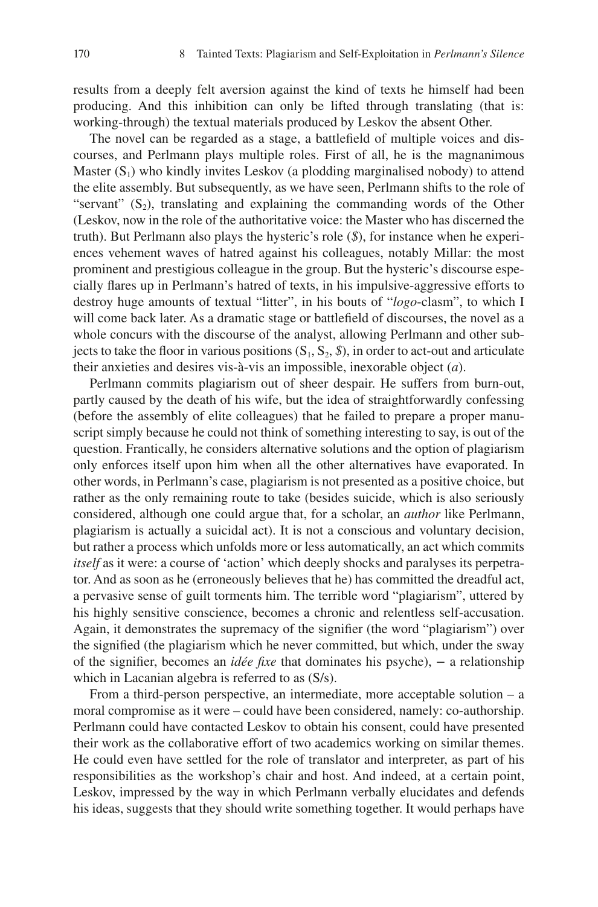results from a deeply felt aversion against the kind of texts he himself had been producing. And this inhibition can only be lifted through translating (that is: working-through) the textual materials produced by Leskov the absent Other.

The novel can be regarded as a stage, a battlefield of multiple voices and discourses, and Perlmann plays multiple roles. First of all, he is the magnanimous Master ($S_1$) who kindly invites Leskov (a plodding marginalised nobody) to attend the elite assembly. But subsequently, as we have seen, Perlmann shifts to the role of "servant" ($S_2$), translating and explaining the commanding words of the Other (Leskov, now in the role of the authoritative voice: the Master who has discerned the truth). But Perlmann also plays the hysteric's role ($), for instance when he experiences vehement waves of hatred against his colleagues, notably Millar: the most prominent and prestigious colleague in the group. But the hysteric's discourse especially flares up in Perlmann's hatred of texts, in his impulsive-aggressive efforts to destroy huge amounts of textual "litter", in his bouts of "*logo*-clasm", to which I will come back later. As a dramatic stage or battlefield of discourses, the novel as a whole concurs with the discourse of the analyst, allowing Perlmann and other subjects to take the floor in various positions ($S_1$, $S_2$, $), in order to act-out and articulate their anxieties and desires vis-à-vis an impossible, inexorable object (*a*).

Perlmann commits plagiarism out of sheer despair. He suffers from burn-out, partly caused by the death of his wife, but the idea of straightforwardly confessing (before the assembly of elite colleagues) that he failed to prepare a proper manuscript simply because he could not think of something interesting to say, is out of the question. Frantically, he considers alternative solutions and the option of plagiarism only enforces itself upon him when all the other alternatives have evaporated. In other words, in Perlmann's case, plagiarism is not presented as a positive choice, but rather as the only remaining route to take (besides suicide, which is also seriously considered, although one could argue that, for a scholar, an *author* like Perlmann, plagiarism is actually a suicidal act). It is not a conscious and voluntary decision, but rather a process which unfolds more or less automatically, an act which commits *itself* as it were: a course of 'action' which deeply shocks and paralyses its perpetrator. And as soon as he (erroneously believes that he) has committed the dreadful act, a pervasive sense of guilt torments him. The terrible word "plagiarism", uttered by his highly sensitive conscience, becomes a chronic and relentless self-accusation. Again, it demonstrates the supremacy of the signifier (the word "plagiarism") over the signified (the plagiarism which he never committed, but which, under the sway of the signifier, becomes an *idée fixe* that dominates his psyche), − a relationship which in Lacanian algebra is referred to as (S/s).

From a third-person perspective, an intermediate, more acceptable solution – a moral compromise as it were – could have been considered, namely: co-authorship. Perlmann could have contacted Leskov to obtain his consent, could have presented their work as the collaborative effort of two academics working on similar themes. He could even have settled for the role of translator and interpreter, as part of his responsibilities as the workshop's chair and host. And indeed, at a certain point, Leskov, impressed by the way in which Perlmann verbally elucidates and defends his ideas, suggests that they should write something together. It would perhaps have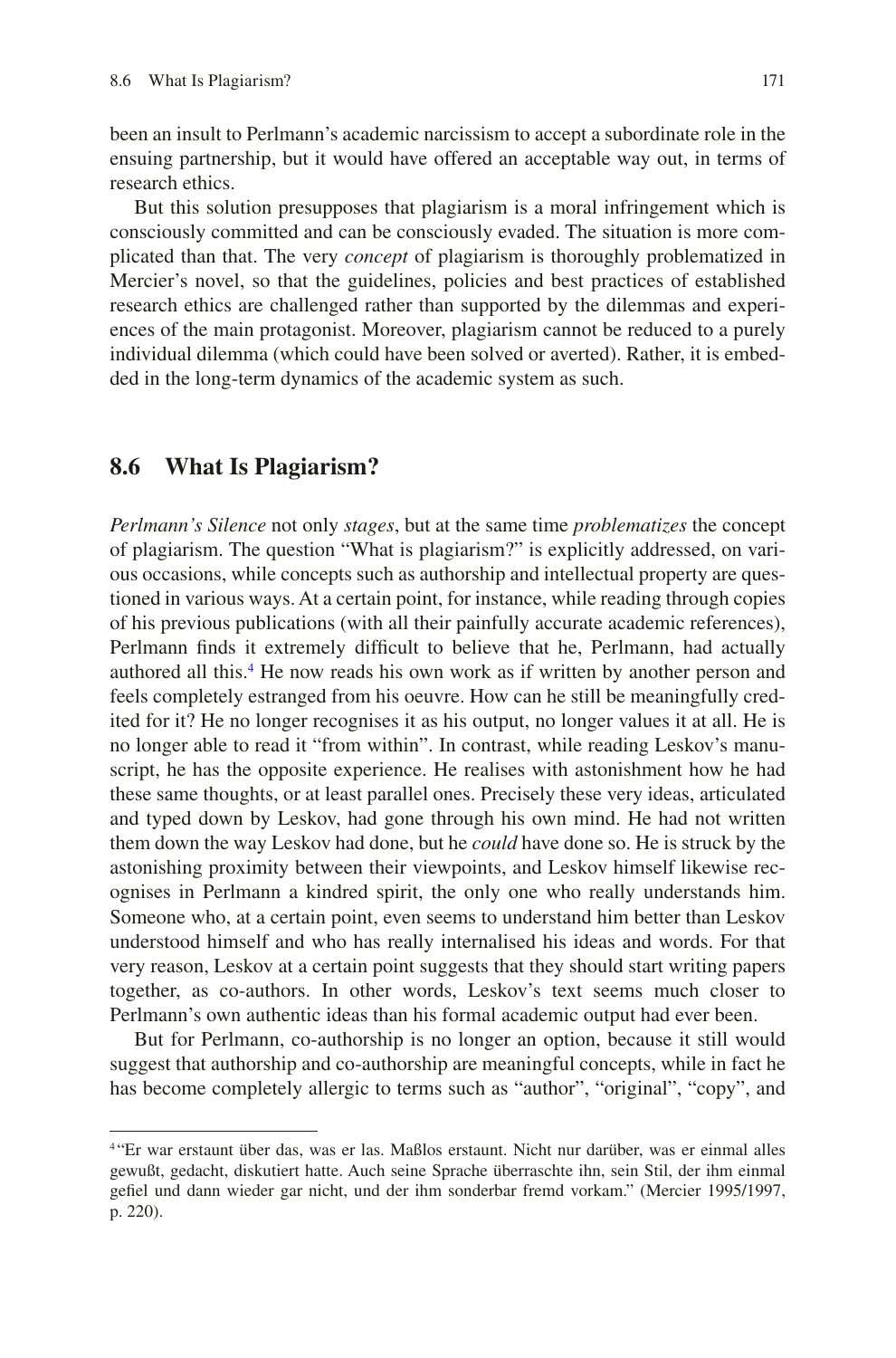been an insult to Perlmann's academic narcissism to accept a subordinate role in the ensuing partnership, but it would have offered an acceptable way out, in terms of research ethics.

But this solution presupposes that plagiarism is a moral infringement which is consciously committed and can be consciously evaded. The situation is more complicated than that. The very *concept* of plagiarism is thoroughly problematized in Mercier's novel, so that the guidelines, policies and best practices of established research ethics are challenged rather than supported by the dilemmas and experiences of the main protagonist. Moreover, plagiarism cannot be reduced to a purely individual dilemma (which could have been solved or averted). Rather, it is embedded in the long-term dynamics of the academic system as such.

## 8.6 What Is Plagiarism?

*Perlmann's Silence* not only *stages*, but at the same time *problematizes* the concept of plagiarism. The question "What is plagiarism?" is explicitly addressed, on various occasions, while concepts such as authorship and intellectual property are questioned in various ways. At a certain point, for instance, while reading through copies of his previous publications (with all their painfully accurate academic references), Perlmann finds it extremely difficult to believe that he, Perlmann, had actually authored all this.[4] He now reads his own work as if written by another person and feels completely estranged from his oeuvre. How can he still be meaningfully credited for it? He no longer recognises it as his output, no longer values it at all. He is no longer able to read it "from within". In contrast, while reading Leskov's manuscript, he has the opposite experience. He realises with astonishment how he had these same thoughts, or at least parallel ones. Precisely these very ideas, articulated and typed down by Leskov, had gone through his own mind. He had not written them down the way Leskov had done, but he *could* have done so. He is struck by the astonishing proximity between their viewpoints, and Leskov himself likewise recognises in Perlmann a kindred spirit, the only one who really understands him. Someone who, at a certain point, even seems to understand him better than Leskov understood himself and who has really internalised his ideas and words. For that very reason, Leskov at a certain point suggests that they should start writing papers together, as co-authors. In other words, Leskov's text seems much closer to Perlmann's own authentic ideas than his formal academic output had ever been.

But for Perlmann, co-authorship is no longer an option, because it still would suggest that authorship and co-authorship are meaningful concepts, while in fact he has become completely allergic to terms such as "author", "original", "copy", and

[4] "Er war erstaunt über das, was er las. Maßlos erstaunt. Nicht nur darüber, was er einmal alles gewußt, gedacht, diskutiert hatte. Auch seine Sprache überraschte ihn, sein Stil, der ihm einmal gefiel und dann wieder gar nicht, und der ihm sonderbar fremd vorkam." (Mercier 1995/1997, p. 220).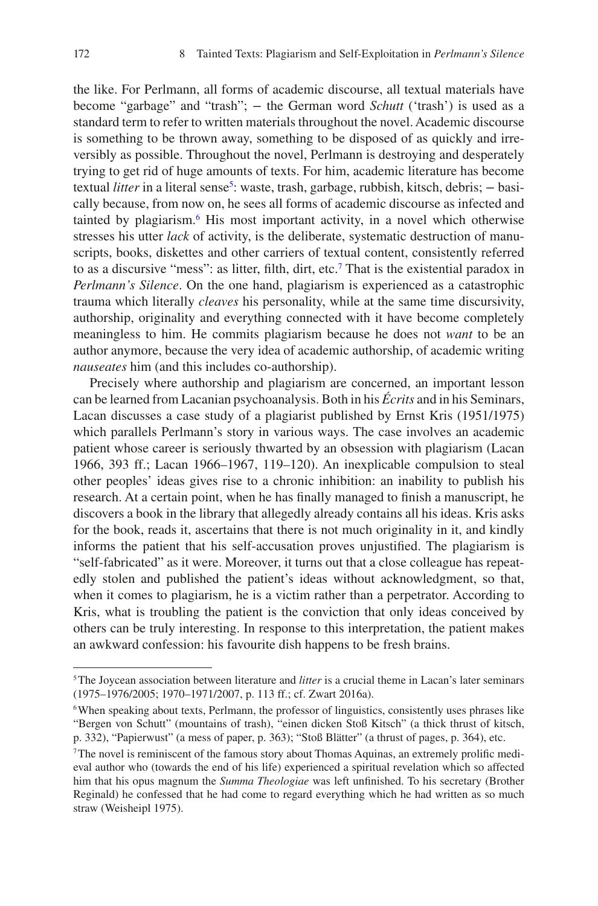the like. For Perlmann, all forms of academic discourse, all textual materials have become "garbage" and "trash"; – the German word *Schutt* ('trash') is used as a standard term to refer to written materials throughout the novel. Academic discourse is something to be thrown away, something to be disposed of as quickly and irreversibly as possible. Throughout the novel, Perlmann is destroying and desperately trying to get rid of huge amounts of texts. For him, academic literature has become textual *litter* in a literal sense[5]: waste, trash, garbage, rubbish, kitsch, debris; – basically because, from now on, he sees all forms of academic discourse as infected and tainted by plagiarism.[6] His most important activity, in a novel which otherwise stresses his utter *lack* of activity, is the deliberate, systematic destruction of manuscripts, books, diskettes and other carriers of textual content, consistently referred to as a discursive "mess": as litter, filth, dirt, etc.[7] That is the existential paradox in *Perlmann's Silence*. On the one hand, plagiarism is experienced as a catastrophic trauma which literally *cleaves* his personality, while at the same time discursivity, authorship, originality and everything connected with it have become completely meaningless to him. He commits plagiarism because he does not *want* to be an author anymore, because the very idea of academic authorship, of academic writing *nauseates* him (and this includes co-authorship).

Precisely where authorship and plagiarism are concerned, an important lesson can be learned from Lacanian psychoanalysis. Both in his *Écrits* and in his Seminars, Lacan discusses a case study of a plagiarist published by Ernst Kris (1951/1975) which parallels Perlmann's story in various ways. The case involves an academic patient whose career is seriously thwarted by an obsession with plagiarism (Lacan 1966, 393 ff.; Lacan 1966–1967, 119–120). An inexplicable compulsion to steal other peoples' ideas gives rise to a chronic inhibition: an inability to publish his research. At a certain point, when he has finally managed to finish a manuscript, he discovers a book in the library that allegedly already contains all his ideas. Kris asks for the book, reads it, ascertains that there is not much originality in it, and kindly informs the patient that his self-accusation proves unjustified. The plagiarism is "self-fabricated" as it were. Moreover, it turns out that a close colleague has repeatedly stolen and published the patient's ideas without acknowledgment, so that, when it comes to plagiarism, he is a victim rather than a perpetrator. According to Kris, what is troubling the patient is the conviction that only ideas conceived by others can be truly interesting. In response to this interpretation, the patient makes an awkward confession: his favourite dish happens to be fresh brains.

---

[5] The Joycean association between literature and *litter* is a crucial theme in Lacan's later seminars (1975–1976/2005; 1970–1971/2007, p. 113 ff.; cf. Zwart 2016a).

[6] When speaking about texts, Perlmann, the professor of linguistics, consistently uses phrases like "Bergen von Schutt" (mountains of trash), "einen dicken Stoß Kitsch" (a thick thrust of kitsch, p. 332), "Papierwust" (a mess of paper, p. 363); "Stoß Blätter" (a thrust of pages, p. 364), etc.

[7] The novel is reminiscent of the famous story about Thomas Aquinas, an extremely prolific medieval author who (towards the end of his life) experienced a spiritual revelation which so affected him that his opus magnum the *Summa Theologiae* was left unfinished. To his secretary (Brother Reginald) he confessed that he had come to regard everything which he had written as so much straw (Weisheipl 1975).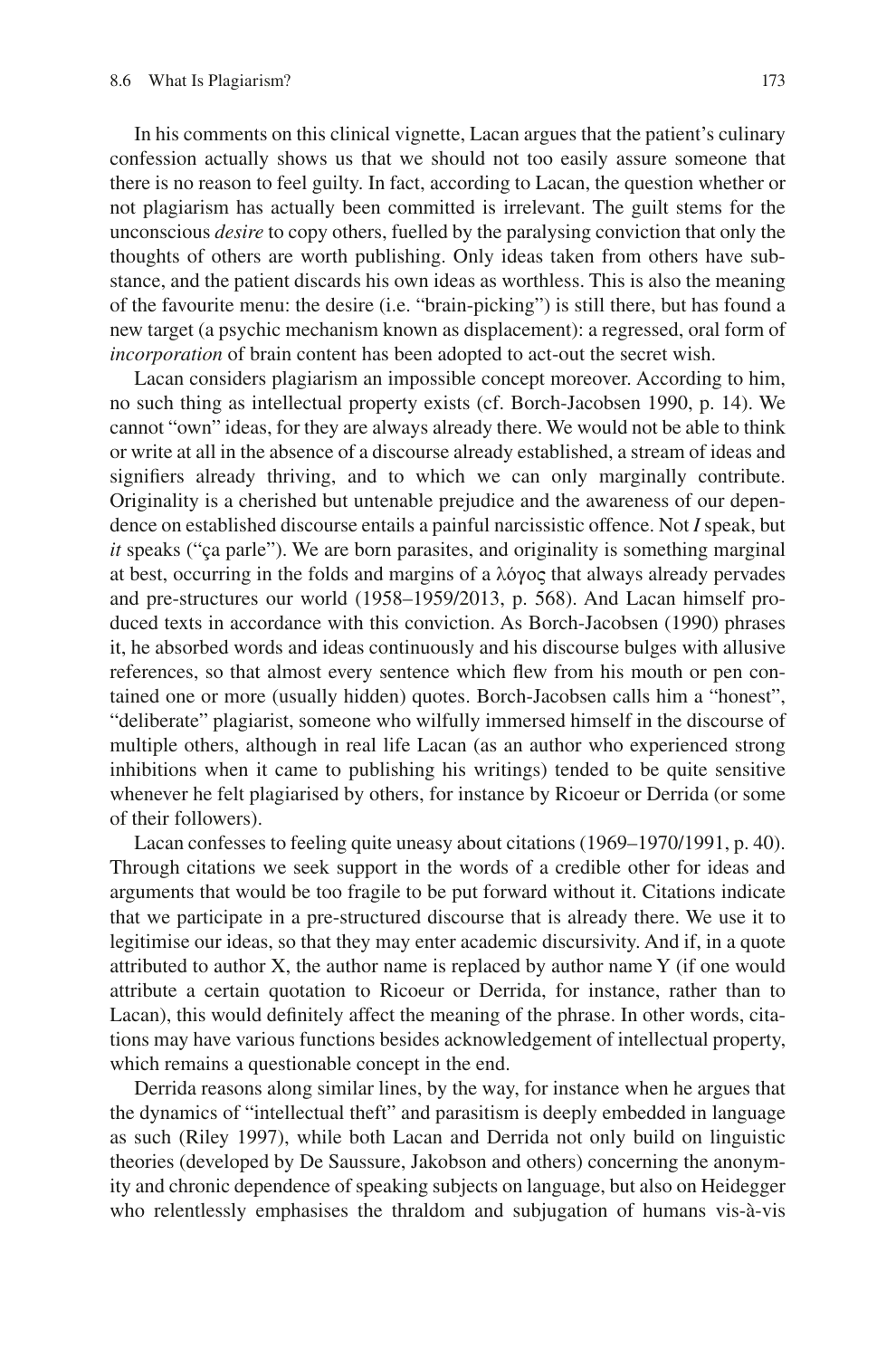In his comments on this clinical vignette, Lacan argues that the patient's culinary confession actually shows us that we should not too easily assure someone that there is no reason to feel guilty. In fact, according to Lacan, the question whether or not plagiarism has actually been committed is irrelevant. The guilt stems for the unconscious *desire* to copy others, fuelled by the paralysing conviction that only the thoughts of others are worth publishing. Only ideas taken from others have substance, and the patient discards his own ideas as worthless. This is also the meaning of the favourite menu: the desire (i.e. "brain-picking") is still there, but has found a new target (a psychic mechanism known as displacement): a regressed, oral form of *incorporation* of brain content has been adopted to act-out the secret wish.

Lacan considers plagiarism an impossible concept moreover. According to him, no such thing as intellectual property exists (cf. Borch-Jacobsen 1990, p. 14). We cannot "own" ideas, for they are always already there. We would not be able to think or write at all in the absence of a discourse already established, a stream of ideas and signifiers already thriving, and to which we can only marginally contribute. Originality is a cherished but untenable prejudice and the awareness of our dependence on established discourse entails a painful narcissistic offence. Not *I* speak, but *it* speaks ("ça parle"). We are born parasites, and originality is something marginal at best, occurring in the folds and margins of a λόγος that always already pervades and pre-structures our world (1958–1959/2013, p. 568). And Lacan himself produced texts in accordance with this conviction. As Borch-Jacobsen (1990) phrases it, he absorbed words and ideas continuously and his discourse bulges with allusive references, so that almost every sentence which flew from his mouth or pen contained one or more (usually hidden) quotes. Borch-Jacobsen calls him a "honest", "deliberate" plagiarist, someone who wilfully immersed himself in the discourse of multiple others, although in real life Lacan (as an author who experienced strong inhibitions when it came to publishing his writings) tended to be quite sensitive whenever he felt plagiarised by others, for instance by Ricoeur or Derrida (or some of their followers).

Lacan confesses to feeling quite uneasy about citations (1969–1970/1991, p. 40). Through citations we seek support in the words of a credible other for ideas and arguments that would be too fragile to be put forward without it. Citations indicate that we participate in a pre-structured discourse that is already there. We use it to legitimise our ideas, so that they may enter academic discursivity. And if, in a quote attributed to author X, the author name is replaced by author name Y (if one would attribute a certain quotation to Ricoeur or Derrida, for instance, rather than to Lacan), this would definitely affect the meaning of the phrase. In other words, citations may have various functions besides acknowledgement of intellectual property, which remains a questionable concept in the end.

Derrida reasons along similar lines, by the way, for instance when he argues that the dynamics of "intellectual theft" and parasitism is deeply embedded in language as such (Riley 1997), while both Lacan and Derrida not only build on linguistic theories (developed by De Saussure, Jakobson and others) concerning the anonymity and chronic dependence of speaking subjects on language, but also on Heidegger who relentlessly emphasises the thraldom and subjugation of humans vis-à-vis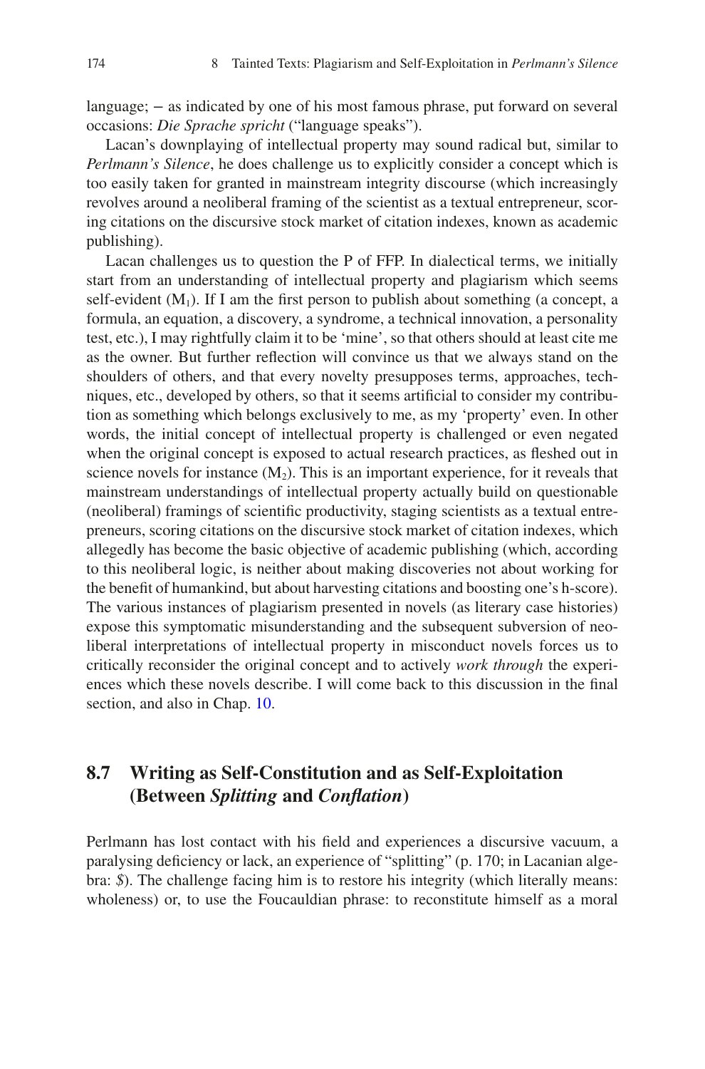language; – as indicated by one of his most famous phrase, put forward on several occasions: *Die Sprache spricht* ("language speaks").

Lacan's downplaying of intellectual property may sound radical but, similar to *Perlmann's Silence*, he does challenge us to explicitly consider a concept which is too easily taken for granted in mainstream integrity discourse (which increasingly revolves around a neoliberal framing of the scientist as a textual entrepreneur, scoring citations on the discursive stock market of citation indexes, known as academic publishing).

Lacan challenges us to question the P of FFP. In dialectical terms, we initially start from an understanding of intellectual property and plagiarism which seems self-evident ($M_1$). If I am the first person to publish about something (a concept, a formula, an equation, a discovery, a syndrome, a technical innovation, a personality test, etc.), I may rightfully claim it to be 'mine', so that others should at least cite me as the owner. But further reflection will convince us that we always stand on the shoulders of others, and that every novelty presupposes terms, approaches, techniques, etc., developed by others, so that it seems artificial to consider my contribution as something which belongs exclusively to me, as my 'property' even. In other words, the initial concept of intellectual property is challenged or even negated when the original concept is exposed to actual research practices, as fleshed out in science novels for instance ($M_2$). This is an important experience, for it reveals that mainstream understandings of intellectual property actually build on questionable (neoliberal) framings of scientific productivity, staging scientists as a textual entrepreneurs, scoring citations on the discursive stock market of citation indexes, which allegedly has become the basic objective of academic publishing (which, according to this neoliberal logic, is neither about making discoveries not about working for the benefit of humankind, but about harvesting citations and boosting one's h-score). The various instances of plagiarism presented in novels (as literary case histories) expose this symptomatic misunderstanding and the subsequent subversion of neoliberal interpretations of intellectual property in misconduct novels forces us to critically reconsider the original concept and to actively *work through* the experiences which these novels describe. I will come back to this discussion in the final section, and also in Chap. 10.

## 8.7 Writing as Self-Constitution and as Self-Exploitation (Between *Splitting* and *Conflation*)

Perlmann has lost contact with his field and experiences a discursive vacuum, a paralysing deficiency or lack, an experience of "splitting" (p. 170; in Lacanian algebra: $\$$). The challenge facing him is to restore his integrity (which literally means: wholeness) or, to use the Foucauldian phrase: to reconstitute himself as a moral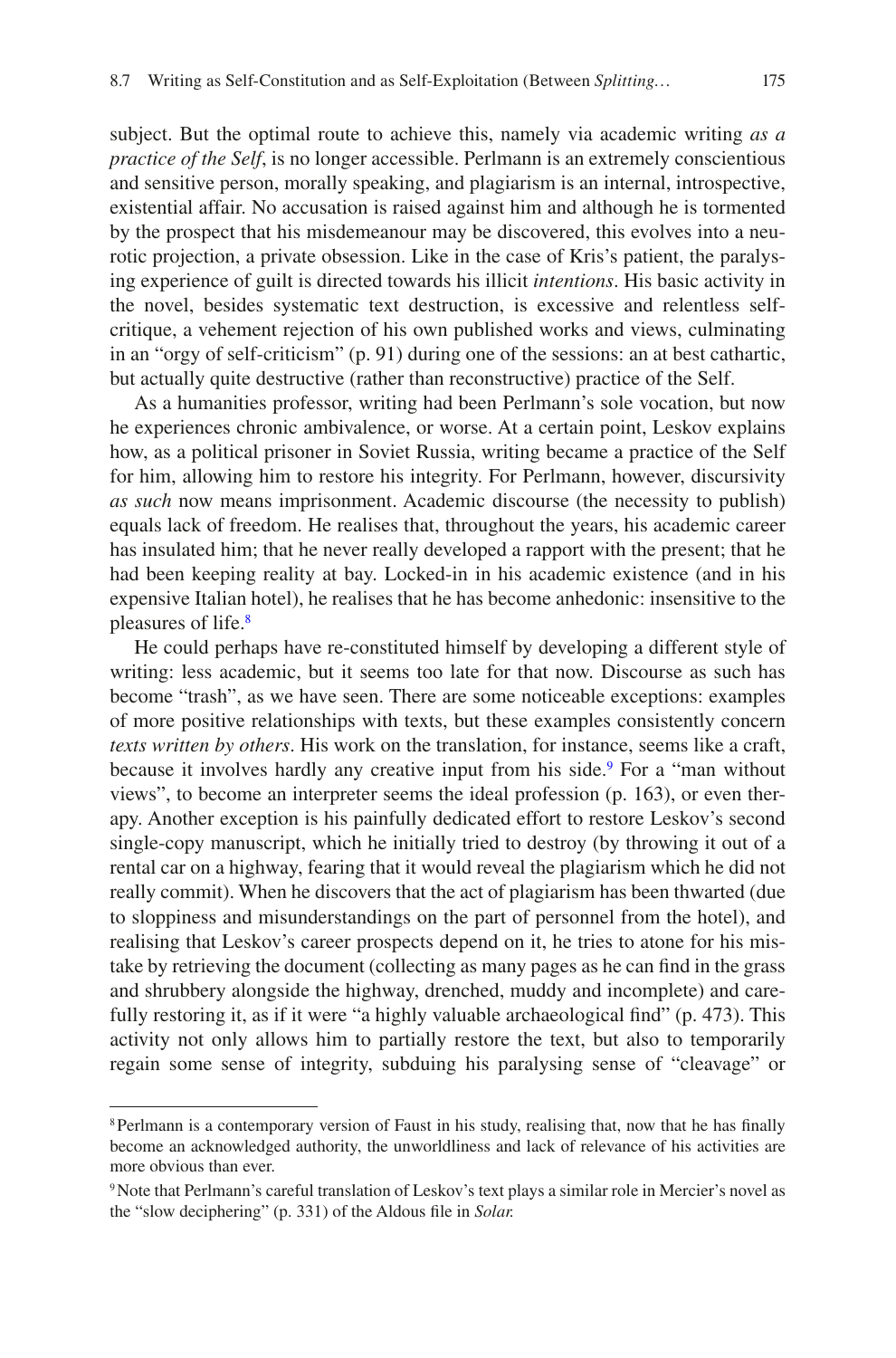subject. But the optimal route to achieve this, namely via academic writing *as a practice of the Self*, is no longer accessible. Perlmann is an extremely conscientious and sensitive person, morally speaking, and plagiarism is an internal, introspective, existential affair. No accusation is raised against him and although he is tormented by the prospect that his misdemeanour may be discovered, this evolves into a neurotic projection, a private obsession. Like in the case of Kris's patient, the paralysing experience of guilt is directed towards his illicit *intentions*. His basic activity in the novel, besides systematic text destruction, is excessive and relentless self-critique, a vehement rejection of his own published works and views, culminating in an "orgy of self-criticism" (p. 91) during one of the sessions: an at best cathartic, but actually quite destructive (rather than reconstructive) practice of the Self.

As a humanities professor, writing had been Perlmann's sole vocation, but now he experiences chronic ambivalence, or worse. At a certain point, Leskov explains how, as a political prisoner in Soviet Russia, writing became a practice of the Self for him, allowing him to restore his integrity. For Perlmann, however, discursivity *as such* now means imprisonment. Academic discourse (the necessity to publish) equals lack of freedom. He realises that, throughout the years, his academic career has insulated him; that he never really developed a rapport with the present; that he had been keeping reality at bay. Locked-in in his academic existence (and in his expensive Italian hotel), he realises that he has become anhedonic: insensitive to the pleasures of life.[8]

He could perhaps have re-constituted himself by developing a different style of writing: less academic, but it seems too late for that now. Discourse as such has become "trash", as we have seen. There are some noticeable exceptions: examples of more positive relationships with texts, but these examples consistently concern *texts written by others*. His work on the translation, for instance, seems like a craft, because it involves hardly any creative input from his side.[9] For a "man without views", to become an interpreter seems the ideal profession (p. 163), or even therapy. Another exception is his painfully dedicated effort to restore Leskov's second single-copy manuscript, which he initially tried to destroy (by throwing it out of a rental car on a highway, fearing that it would reveal the plagiarism which he did not really commit). When he discovers that the act of plagiarism has been thwarted (due to sloppiness and misunderstandings on the part of personnel from the hotel), and realising that Leskov's career prospects depend on it, he tries to atone for his mistake by retrieving the document (collecting as many pages as he can find in the grass and shrubbery alongside the highway, drenched, muddy and incomplete) and carefully restoring it, as if it were "a highly valuable archaeological find" (p. 473). This activity not only allows him to partially restore the text, but also to temporarily regain some sense of integrity, subduing his paralysing sense of "cleavage" or

---

[8] Perlmann is a contemporary version of Faust in his study, realising that, now that he has finally become an acknowledged authority, the unworldliness and lack of relevance of his activities are more obvious than ever.

[9] Note that Perlmann's careful translation of Leskov's text plays a similar role in Mercier's novel as the "slow deciphering" (p. 331) of the Aldous file in *Solar.*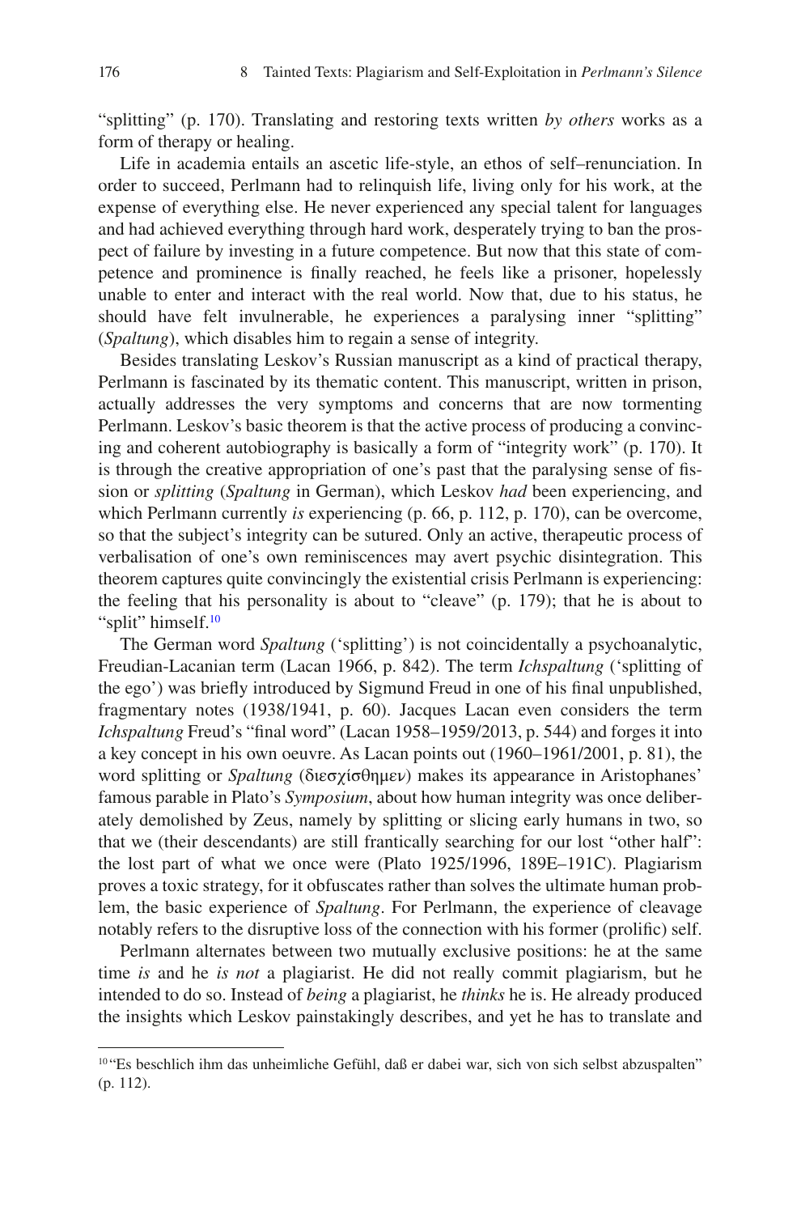"splitting" (p. 170). Translating and restoring texts written *by others* works as a form of therapy or healing.

Life in academia entails an ascetic life-style, an ethos of self–renunciation. In order to succeed, Perlmann had to relinquish life, living only for his work, at the expense of everything else. He never experienced any special talent for languages and had achieved everything through hard work, desperately trying to ban the prospect of failure by investing in a future competence. But now that this state of competence and prominence is finally reached, he feels like a prisoner, hopelessly unable to enter and interact with the real world. Now that, due to his status, he should have felt invulnerable, he experiences a paralysing inner "splitting" (*Spaltung*), which disables him to regain a sense of integrity.

Besides translating Leskov's Russian manuscript as a kind of practical therapy, Perlmann is fascinated by its thematic content. This manuscript, written in prison, actually addresses the very symptoms and concerns that are now tormenting Perlmann. Leskov's basic theorem is that the active process of producing a convincing and coherent autobiography is basically a form of "integrity work" (p. 170). It is through the creative appropriation of one's past that the paralysing sense of fission or *splitting* (*Spaltung* in German), which Leskov *had* been experiencing, and which Perlmann currently *is* experiencing (p. 66, p. 112, p. 170), can be overcome, so that the subject's integrity can be sutured. Only an active, therapeutic process of verbalisation of one's own reminiscences may avert psychic disintegration. This theorem captures quite convincingly the existential crisis Perlmann is experiencing: the feeling that his personality is about to "cleave" (p. 179); that he is about to "split" himself.[10]

The German word *Spaltung* ('splitting') is not coincidentally a psychoanalytic, Freudian-Lacanian term (Lacan 1966, p. 842). The term *Ichspaltung* ('splitting of the ego') was briefly introduced by Sigmund Freud in one of his final unpublished, fragmentary notes (1938/1941, p. 60). Jacques Lacan even considers the term *Ichspaltung* Freud's "final word" (Lacan 1958–1959/2013, p. 544) and forges it into a key concept in his own oeuvre. As Lacan points out (1960–1961/2001, p. 81), the word splitting or *Spaltung* (διεσχίσθημεν) makes its appearance in Aristophanes' famous parable in Plato's *Symposium*, about how human integrity was once deliberately demolished by Zeus, namely by splitting or slicing early humans in two, so that we (their descendants) are still frantically searching for our lost "other half": the lost part of what we once were (Plato 1925/1996, 189E–191C). Plagiarism proves a toxic strategy, for it obfuscates rather than solves the ultimate human problem, the basic experience of *Spaltung*. For Perlmann, the experience of cleavage notably refers to the disruptive loss of the connection with his former (prolific) self.

Perlmann alternates between two mutually exclusive positions: he at the same time *is* and he *is not* a plagiarist. He did not really commit plagiarism, but he intended to do so. Instead of *being* a plagiarist, he *thinks* he is. He already produced the insights which Leskov painstakingly describes, and yet he has to translate and

[10] "Es beschlich ihm das unheimliche Gefühl, daß er dabei war, sich von sich selbst abzuspalten" (p. 112).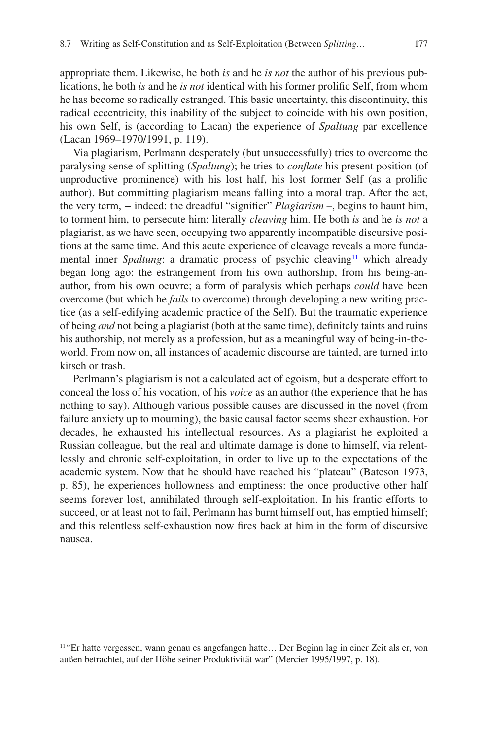appropriate them. Likewise, he both *is* and he *is not* the author of his previous publications, he both *is* and he *is not* identical with his former prolific Self, from whom he has become so radically estranged. This basic uncertainty, this discontinuity, this radical eccentricity, this inability of the subject to coincide with his own position, his own Self, is (according to Lacan) the experience of *Spaltung* par excellence (Lacan 1969–1970/1991, p. 119).

Via plagiarism, Perlmann desperately (but unsuccessfully) tries to overcome the paralysing sense of splitting (*Spaltung*); he tries to *conflate* his present position (of unproductive prominence) with his lost half, his lost former Self (as a prolific author). But committing plagiarism means falling into a moral trap. After the act, the very term, − indeed: the dreadful "signifier" *Plagiarism* –, begins to haunt him, to torment him, to persecute him: literally *cleaving* him. He both *is* and he *is not* a plagiarist, as we have seen, occupying two apparently incompatible discursive positions at the same time. And this acute experience of cleavage reveals a more fundamental inner *Spaltung*: a dramatic process of psychic cleaving[11] which already began long ago: the estrangement from his own authorship, from his being-an-author, from his own oeuvre; a form of paralysis which perhaps *could* have been overcome (but which he *fails* to overcome) through developing a new writing practice (as a self-edifying academic practice of the Self). But the traumatic experience of being *and* not being a plagiarist (both at the same time), definitely taints and ruins his authorship, not merely as a profession, but as a meaningful way of being-in-the-world. From now on, all instances of academic discourse are tainted, are turned into kitsch or trash.

Perlmann's plagiarism is not a calculated act of egoism, but a desperate effort to conceal the loss of his vocation, of his *voice* as an author (the experience that he has nothing to say). Although various possible causes are discussed in the novel (from failure anxiety up to mourning), the basic causal factor seems sheer exhaustion. For decades, he exhausted his intellectual resources. As a plagiarist he exploited a Russian colleague, but the real and ultimate damage is done to himself, via relentlessly and chronic self-exploitation, in order to live up to the expectations of the academic system. Now that he should have reached his "plateau" (Bateson 1973, p. 85), he experiences hollowness and emptiness: the once productive other half seems forever lost, annihilated through self-exploitation. In his frantic efforts to succeed, or at least not to fail, Perlmann has burnt himself out, has emptied himself; and this relentless self-exhaustion now fires back at him in the form of discursive nausea.

---

[11] "Er hatte vergessen, wann genau es angefangen hatte… Der Beginn lag in einer Zeit als er, von außen betrachtet, auf der Höhe seiner Produktivität war" (Mercier 1995/1997, p. 18).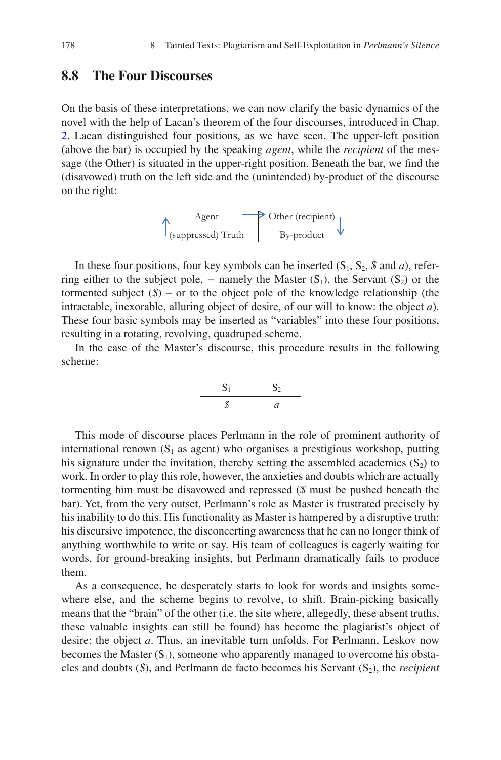## 8.8 The Four Discourses

On the basis of these interpretations, we can now clarify the basic dynamics of the novel with the help of Lacan's theorem of the four discourses, introduced in Chap. 2. Lacan distinguished four positions, as we have seen. The upper-left position (above the bar) is occupied by the speaking *agent*, while the *recipient* of the message (the Other) is situated in the upper-right position. Beneath the bar, we find the (disavowed) truth on the left side and the (unintended) by-product of the discourse on the right:

| Agent | → Other (recipient) |
|---|---|
| ↑ (suppressed) Truth | By-product ↓ |

In these four positions, four key symbols can be inserted ($S_1$, $S_2$, $\$$ and $a$), referring either to the subject pole, – namely the Master ($S_1$), the Servant ($S_2$) or the tormented subject ($\$$) – or to the object pole of the knowledge relationship (the intractable, inexorable, alluring object of desire, of our will to know: the object $a$). These four basic symbols may be inserted as "variables" into these four positions, resulting in a rotating, revolving, quadruped scheme.

In the case of the Master's discourse, this procedure results in the following scheme:

| $S_1$ | $S_2$ |
|---|---|
| $\$$ | $a$ |

This mode of discourse places Perlmann in the role of prominent authority of international renown ($S_1$ as agent) who organises a prestigious workshop, putting his signature under the invitation, thereby setting the assembled academics ($S_2$) to work. In order to play this role, however, the anxieties and doubts which are actually tormenting him must be disavowed and repressed ($\$$ must be pushed beneath the bar). Yet, from the very outset, Perlmann's role as Master is frustrated precisely by his inability to do this. His functionality as Master is hampered by a disruptive truth: his discursive impotence, the disconcerting awareness that he can no longer think of anything worthwhile to write or say. His team of colleagues is eagerly waiting for words, for ground-breaking insights, but Perlmann dramatically fails to produce them.

As a consequence, he desperately starts to look for words and insights somewhere else, and the scheme begins to revolve, to shift. Brain-picking basically means that the "brain" of the other (i.e. the site where, allegedly, these absent truths, these valuable insights can still be found) has become the plagiarist's object of desire: the object $a$. Thus, an inevitable turn unfolds. For Perlmann, Leskov now becomes the Master ($S_1$), someone who apparently managed to overcome his obstacles and doubts ($\$$), and Perlmann de facto becomes his Servant ($S_2$), the *recipient*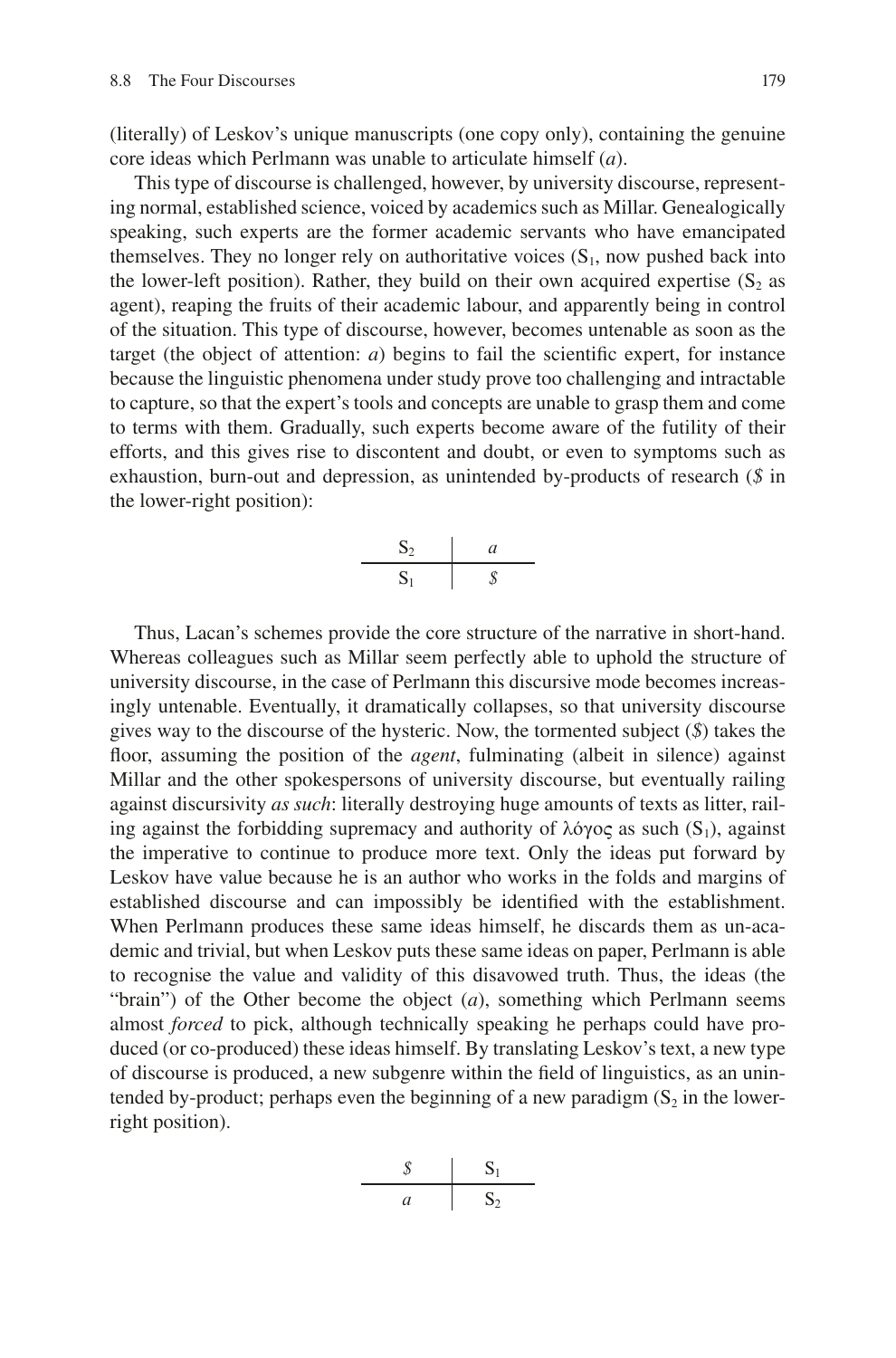(literally) of Leskov's unique manuscripts (one copy only), containing the genuine core ideas which Perlmann was unable to articulate himself (*a*).

This type of discourse is challenged, however, by university discourse, representing normal, established science, voiced by academics such as Millar. Genealogically speaking, such experts are the former academic servants who have emancipated themselves. They no longer rely on authoritative voices ($S_1$, now pushed back into the lower-left position). Rather, they build on their own acquired expertise ($S_2$ as agent), reaping the fruits of their academic labour, and apparently being in control of the situation. This type of discourse, however, becomes untenable as soon as the target (the object of attention: *a*) begins to fail the scientific expert, for instance because the linguistic phenomena under study prove too challenging and intractable to capture, so that the expert's tools and concepts are unable to grasp them and come to terms with them. Gradually, such experts become aware of the futility of their efforts, and this gives rise to discontent and doubt, or even to symptoms such as exhaustion, burn-out and depression, as unintended by-products of research (*$* in the lower-right position):

$$\frac{S_2}{S_1} \quad \Big| \quad \frac{a}{\$}$$

Thus, Lacan's schemes provide the core structure of the narrative in short-hand. Whereas colleagues such as Millar seem perfectly able to uphold the structure of university discourse, in the case of Perlmann this discursive mode becomes increasingly untenable. Eventually, it dramatically collapses, so that university discourse gives way to the discourse of the hysteric. Now, the tormented subject (*$*) takes the floor, assuming the position of the *agent*, fulminating (albeit in silence) against Millar and the other spokespersons of university discourse, but eventually railing against discursivity *as such*: literally destroying huge amounts of texts as litter, railing against the forbidding supremacy and authority of λόγος as such ($S_1$), against the imperative to continue to produce more text. Only the ideas put forward by Leskov have value because he is an author who works in the folds and margins of established discourse and can impossibly be identified with the establishment. When Perlmann produces these same ideas himself, he discards them as un-academic and trivial, but when Leskov puts these same ideas on paper, Perlmann is able to recognise the value and validity of this disavowed truth. Thus, the ideas (the "brain") of the Other become the object (*a*), something which Perlmann seems almost *forced* to pick, although technically speaking he perhaps could have produced (or co-produced) these ideas himself. By translating Leskov's text, a new type of discourse is produced, a new subgenre within the field of linguistics, as an unintended by-product; perhaps even the beginning of a new paradigm ($S_2$ in the lower-right position).

$$\frac{\$}{a} \quad \Big| \quad \frac{S_1}{S_2}$$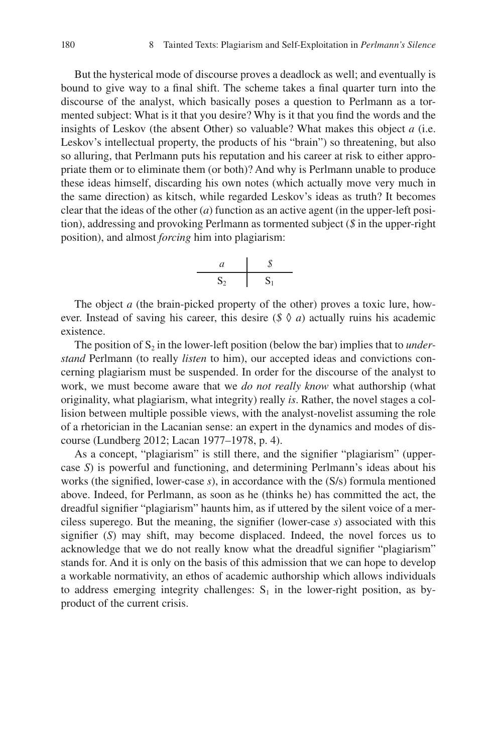But the hysterical mode of discourse proves a deadlock as well; and eventually is bound to give way to a final shift. The scheme takes a final quarter turn into the discourse of the analyst, which basically poses a question to Perlmann as a tormented subject: What is it that you desire? Why is it that you find the words and the insights of Leskov (the absent Other) so valuable? What makes this object *a* (i.e. Leskov's intellectual property, the products of his "brain") so threatening, but also so alluring, that Perlmann puts his reputation and his career at risk to either appropriate them or to eliminate them (or both)? And why is Perlmann unable to produce these ideas himself, discarding his own notes (which actually move very much in the same direction) as kitsch, while regarded Leskov's ideas as truth? It becomes clear that the ideas of the other (*a*) function as an active agent (in the upper-left position), addressing and provoking Perlmann as tormented subject (*\$* in the upper-right position), and almost *forcing* him into plagiarism:

$$\frac{a}{S_2} \;\Big|\; \frac{\$}{S_1}$$

The object *a* (the brain-picked property of the other) proves a toxic lure, however. Instead of saving his career, this desire ($\$ \lozenge a$) actually ruins his academic existence.

The position of $S_2$ in the lower-left position (below the bar) implies that to *understand* Perlmann (to really *listen* to him), our accepted ideas and convictions concerning plagiarism must be suspended. In order for the discourse of the analyst to work, we must become aware that we *do not really know* what authorship (what originality, what plagiarism, what integrity) really *is*. Rather, the novel stages a collision between multiple possible views, with the analyst-novelist assuming the role of a rhetorician in the Lacanian sense: an expert in the dynamics and modes of discourse (Lundberg 2012; Lacan 1977–1978, p. 4).

As a concept, "plagiarism" is still there, and the signifier "plagiarism" (upper-case *S*) is powerful and functioning, and determining Perlmann's ideas about his works (the signified, lower-case *s*), in accordance with the (S/s) formula mentioned above. Indeed, for Perlmann, as soon as he (thinks he) has committed the act, the dreadful signifier "plagiarism" haunts him, as if uttered by the silent voice of a merciless superego. But the meaning, the signifier (lower-case *s*) associated with this signifier (*S*) may shift, may become displaced. Indeed, the novel forces us to acknowledge that we do not really know what the dreadful signifier "plagiarism" stands for. And it is only on the basis of this admission that we can hope to develop a workable normativity, an ethos of academic authorship which allows individuals to address emerging integrity challenges: $S_1$ in the lower-right position, as by-product of the current crisis.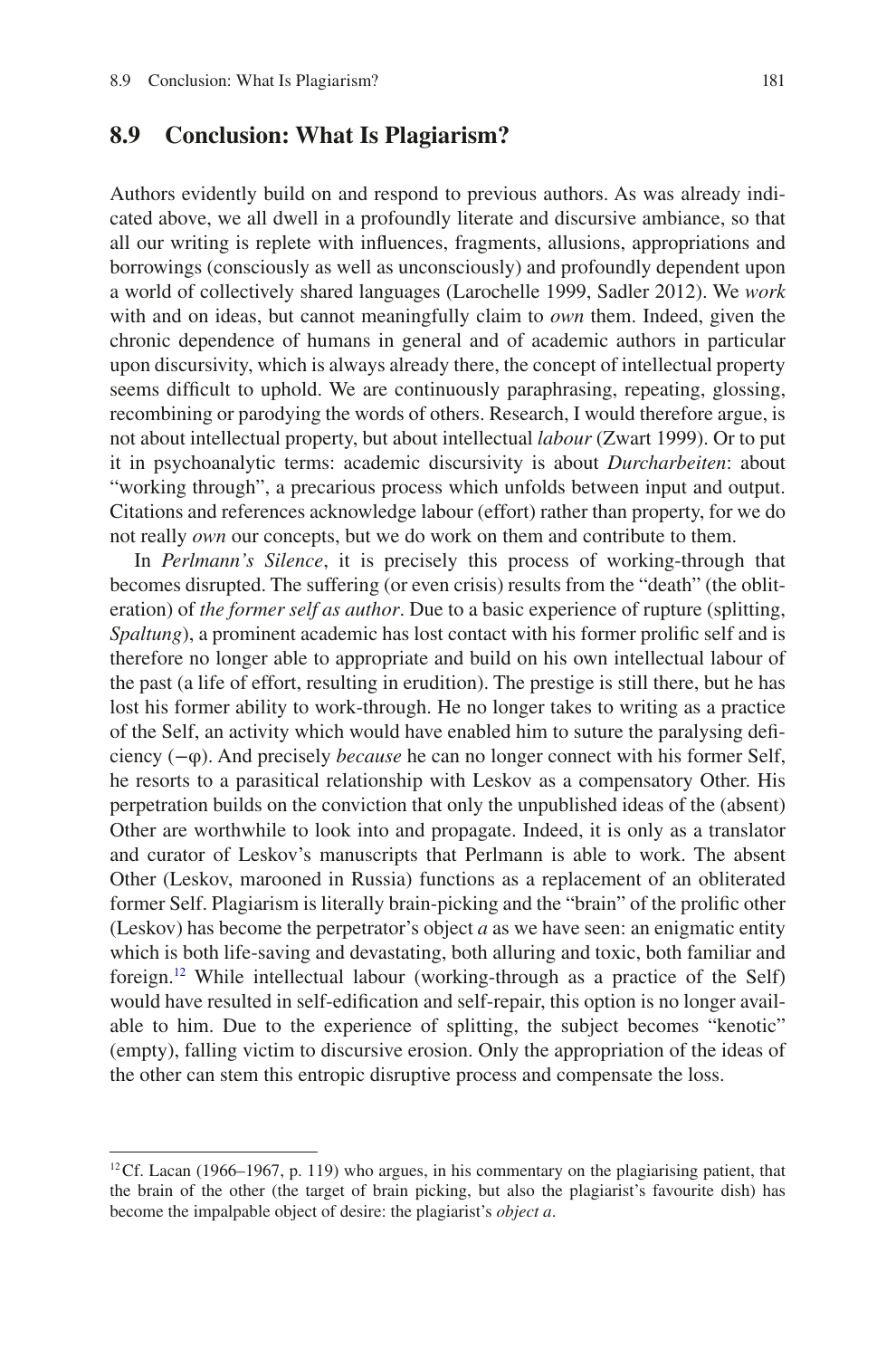## 8.9 Conclusion: What Is Plagiarism?

Authors evidently build on and respond to previous authors. As was already indicated above, we all dwell in a profoundly literate and discursive ambiance, so that all our writing is replete with influences, fragments, allusions, appropriations and borrowings (consciously as well as unconsciously) and profoundly dependent upon a world of collectively shared languages (Larochelle 1999, Sadler 2012). We *work* with and on ideas, but cannot meaningfully claim to *own* them. Indeed, given the chronic dependence of humans in general and of academic authors in particular upon discursivity, which is always already there, the concept of intellectual property seems difficult to uphold. We are continuously paraphrasing, repeating, glossing, recombining or parodying the words of others. Research, I would therefore argue, is not about intellectual property, but about intellectual *labour* (Zwart 1999). Or to put it in psychoanalytic terms: academic discursivity is about *Durcharbeiten*: about "working through", a precarious process which unfolds between input and output. Citations and references acknowledge labour (effort) rather than property, for we do not really *own* our concepts, but we do work on them and contribute to them.

In *Perlmann's Silence*, it is precisely this process of working-through that becomes disrupted. The suffering (or even crisis) results from the "death" (the obliteration) of *the former self as author*. Due to a basic experience of rupture (splitting, *Spaltung*), a prominent academic has lost contact with his former prolific self and is therefore no longer able to appropriate and build on his own intellectual labour of the past (a life of effort, resulting in erudition). The prestige is still there, but he has lost his former ability to work-through. He no longer takes to writing as a practice of the Self, an activity which would have enabled him to suture the paralysing deficiency ($-\varphi$). And precisely *because* he can no longer connect with his former Self, he resorts to a parasitical relationship with Leskov as a compensatory Other. His perpetration builds on the conviction that only the unpublished ideas of the (absent) Other are worthwhile to look into and propagate. Indeed, it is only as a translator and curator of Leskov's manuscripts that Perlmann is able to work. The absent Other (Leskov, marooned in Russia) functions as a replacement of an obliterated former Self. Plagiarism is literally brain-picking and the "brain" of the prolific other (Leskov) has become the perpetrator's object *a* as we have seen: an enigmatic entity which is both life-saving and devastating, both alluring and toxic, both familiar and foreign.[12] While intellectual labour (working-through as a practice of the Self) would have resulted in self-edification and self-repair, this option is no longer available to him. Due to the experience of splitting, the subject becomes "kenotic" (empty), falling victim to discursive erosion. Only the appropriation of the ideas of the other can stem this entropic disruptive process and compensate the loss.

[12] Cf. Lacan (1966–1967, p. 119) who argues, in his commentary on the plagiarising patient, that the brain of the other (the target of brain picking, but also the plagiarist's favourite dish) has become the impalpable object of desire: the plagiarist's *object a*.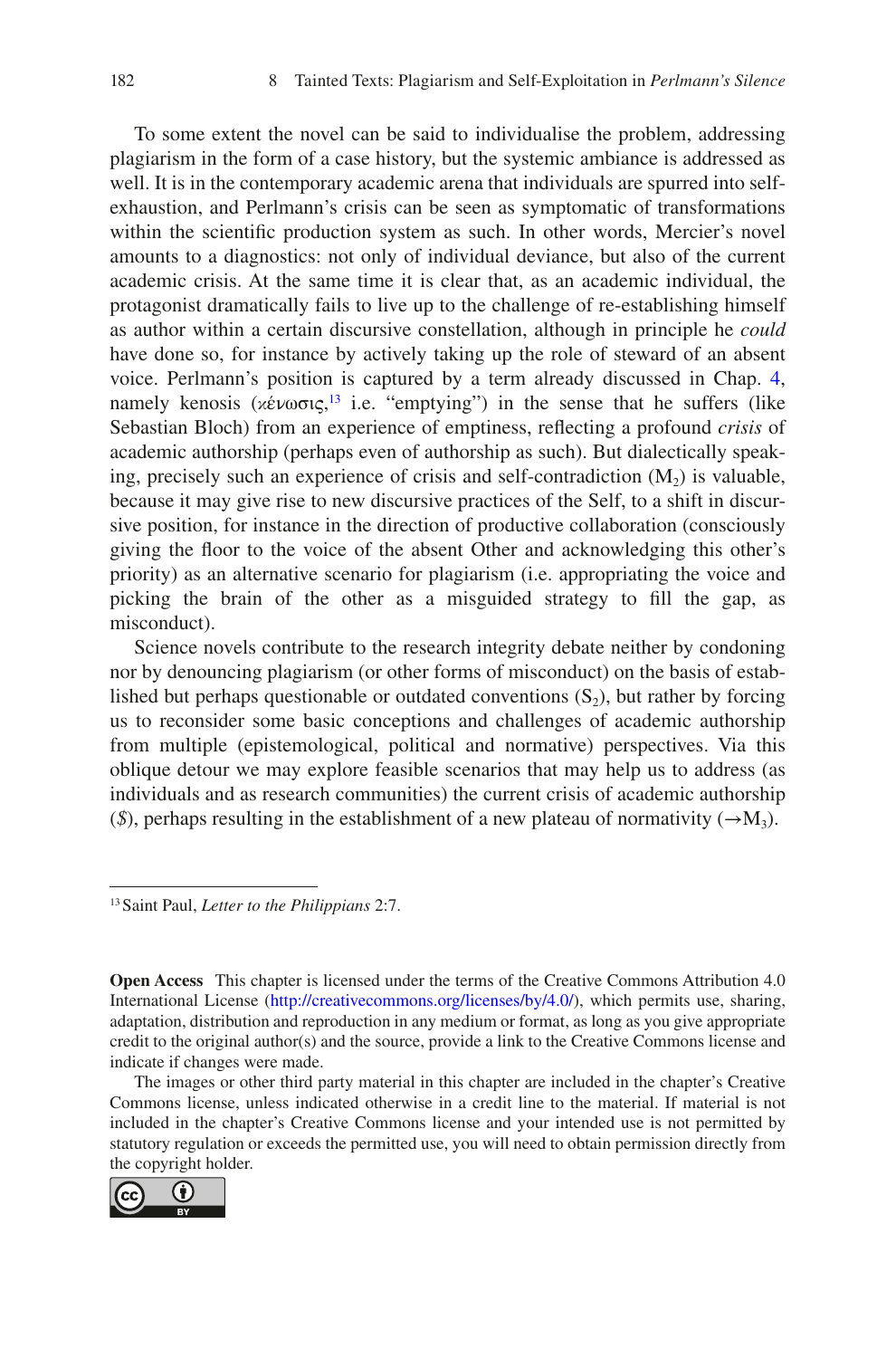To some extent the novel can be said to individualise the problem, addressing plagiarism in the form of a case history, but the systemic ambiance is addressed as well. It is in the contemporary academic arena that individuals are spurred into self-exhaustion, and Perlmann's crisis can be seen as symptomatic of transformations within the scientific production system as such. In other words, Mercier's novel amounts to a diagnostics: not only of individual deviance, but also of the current academic crisis. At the same time it is clear that, as an academic individual, the protagonist dramatically fails to live up to the challenge of re-establishing himself as author within a certain discursive constellation, although in principle he *could* have done so, for instance by actively taking up the role of steward of an absent voice. Perlmann's position is captured by a term already discussed in Chap. 4, namely kenosis (κένωσις,[13] i.e. "emptying") in the sense that he suffers (like Sebastian Bloch) from an experience of emptiness, reflecting a profound *crisis* of academic authorship (perhaps even of authorship as such). But dialectically speaking, precisely such an experience of crisis and self-contradiction ($M_2$) is valuable, because it may give rise to new discursive practices of the Self, to a shift in discursive position, for instance in the direction of productive collaboration (consciously giving the floor to the voice of the absent Other and acknowledging this other's priority) as an alternative scenario for plagiarism (i.e. appropriating the voice and picking the brain of the other as a misguided strategy to fill the gap, as misconduct).

Science novels contribute to the research integrity debate neither by condoning nor by denouncing plagiarism (or other forms of misconduct) on the basis of established but perhaps questionable or outdated conventions ($S_2$), but rather by forcing us to reconsider some basic conceptions and challenges of academic authorship from multiple (epistemological, political and normative) perspectives. Via this oblique detour we may explore feasible scenarios that may help us to address (as individuals and as research communities) the current crisis of academic authorship ($\$$), perhaps resulting in the establishment of a new plateau of normativity ($\rightarrow M_3$).

---

[13] Saint Paul, *Letter to the Philippians* 2:7.

**Open Access** This chapter is licensed under the terms of the Creative Commons Attribution 4.0 International License (http://creativecommons.org/licenses/by/4.0/), which permits use, sharing, adaptation, distribution and reproduction in any medium or format, as long as you give appropriate credit to the original author(s) and the source, provide a link to the Creative Commons license and indicate if changes were made.

The images or other third party material in this chapter are included in the chapter's Creative Commons license, unless indicated otherwise in a credit line to the material. If material is not included in the chapter's Creative Commons license and your intended use is not permitted by statutory regulation or exceeds the permitted use, you will need to obtain permission directly from the copyright holder.